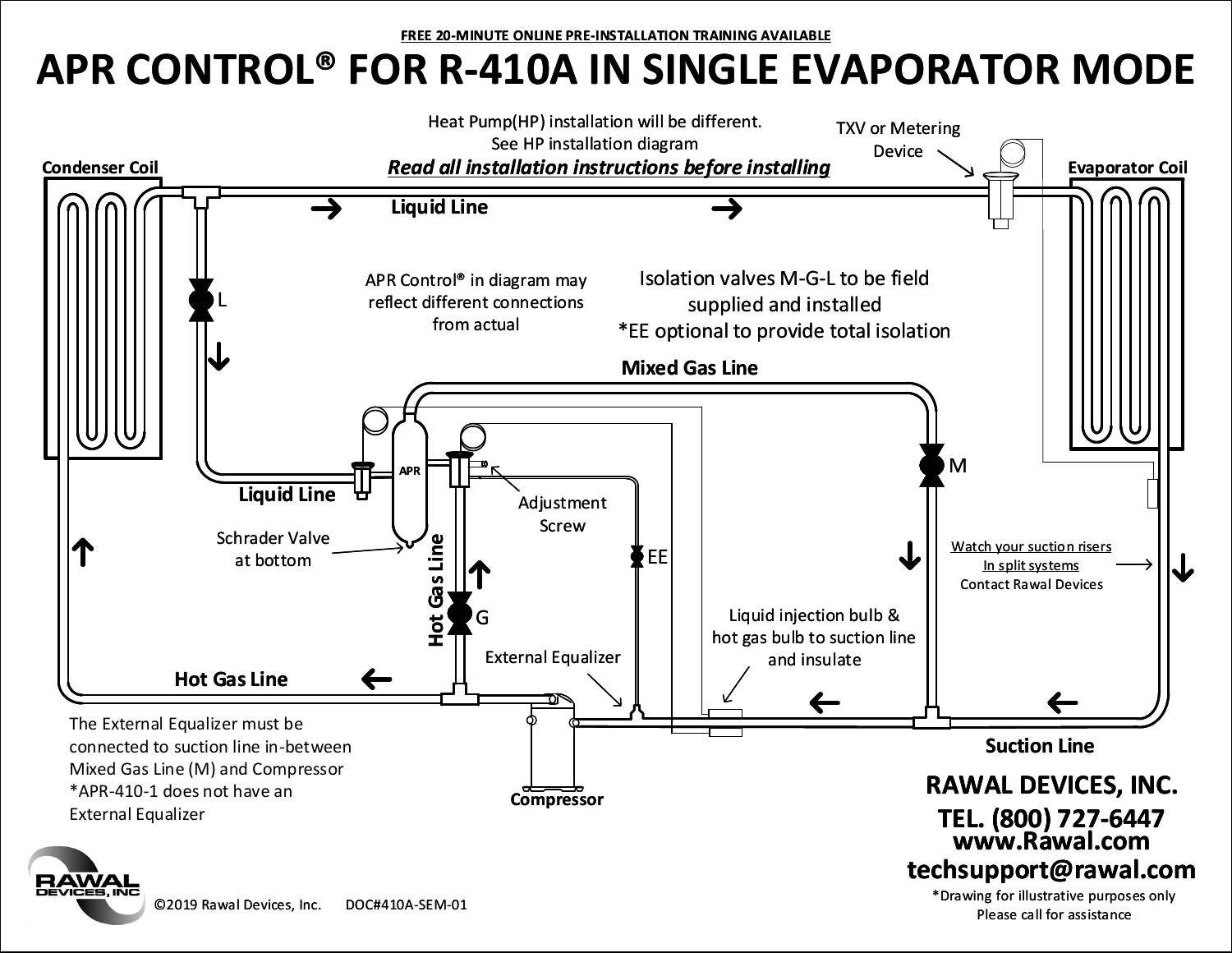FREE 20-MINUTE ONLINE PRE-INSTALLATION TRAINING AVAILABLE

# APR CONTROL® FOR R-410A IN SINGLE EVAPORATOR MODE

Heat Pump(HP) installation will be different.
See HP installation diagram

***Read all installation instructions before installing***

Condenser Coil

TXV or Metering Device

Evaporator Coil

Liquid Line

L

APR Control® in diagram may reflect different connections from actual

Isolation valves M-G-L to be field supplied and installed
*EE optional to provide total isolation

Mixed Gas Line

APR

Liquid Line

Adjustment Screw

M

Schrader Valve at bottom

EE

Watch your suction risers
In split systems
Contact Rawal Devices

Hot Gas Line

G

Liquid injection bulb & hot gas bulb to suction line and insulate

External Equalizer

Hot Gas Line

Suction Line

Compressor

The External Equalizer must be connected to suction line in-between Mixed Gas Line (M) and Compressor
*APR-410-1 does not have an External Equalizer

**RAWAL DEVICES, INC.**
**TEL. (800) 727-6447**
**www.Rawal.com**
**techsupport@rawal.com**

*Drawing for illustrative purposes only
Please call for assistance

©2019 Rawal Devices, Inc. DOC#410A-SEM-01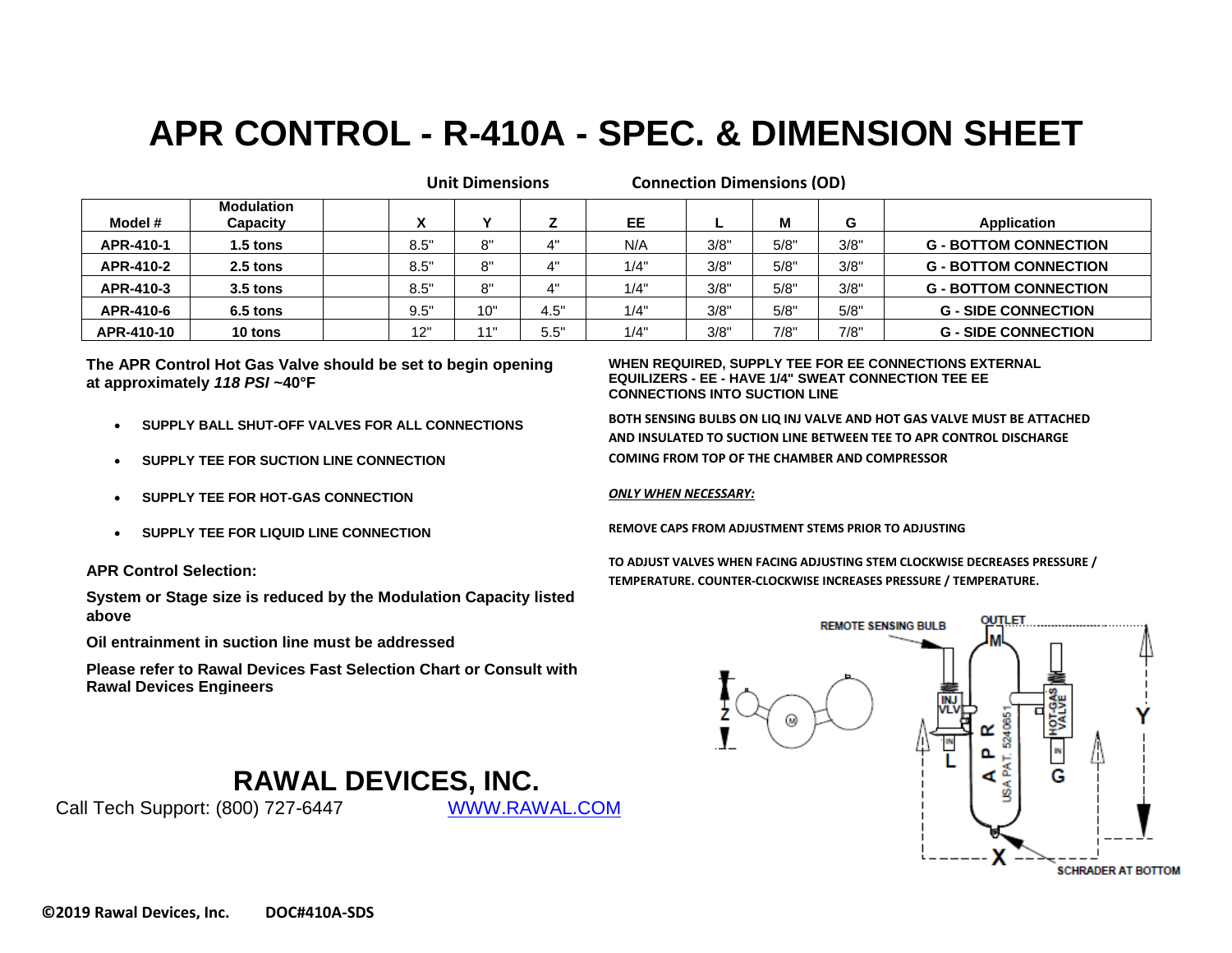# APR CONTROL - R-410A - SPEC. & DIMENSION SHEET

| | | | Unit Dimensions | | | Connection Dimensions (OD) | | | | |
|---|---|---|---|---|---|---|---|---|---|---|
| **Model #** | **Modulation Capacity** | | **X** | **Y** | **Z** | **EE** | **L** | **M** | **G** | **Application** |
| **APR-410-1** | **1.5 tons** | | 8.5" | 8" | 4" | N/A | 3/8" | 5/8" | 3/8" | **G - BOTTOM CONNECTION** |
| **APR-410-2** | **2.5 tons** | | 8.5" | 8" | 4" | 1/4" | 3/8" | 5/8" | 3/8" | **G - BOTTOM CONNECTION** |
| **APR-410-3** | **3.5 tons** | | 8.5" | 8" | 4" | 1/4" | 3/8" | 5/8" | 3/8" | **G - BOTTOM CONNECTION** |
| **APR-410-6** | **6.5 tons** | | 9.5" | 10" | 4.5" | 1/4" | 3/8" | 5/8" | 5/8" | **G - SIDE CONNECTION** |
| **APR-410-10** | **10 tons** | | 12" | 11" | 5.5" | 1/4" | 3/8" | 7/8" | 7/8" | **G - SIDE CONNECTION** |

**The APR Control Hot Gas Valve should be set to begin opening at approximately *118 PSI* ~40°F**

- **SUPPLY BALL SHUT-OFF VALVES FOR ALL CONNECTIONS**
- **SUPPLY TEE FOR SUCTION LINE CONNECTION**
- **SUPPLY TEE FOR HOT-GAS CONNECTION**
- **SUPPLY TEE FOR LIQUID LINE CONNECTION**

**APR Control Selection:**

**System or Stage size is reduced by the Modulation Capacity listed above**

**Oil entrainment in suction line must be addressed**

**Please refer to Rawal Devices Fast Selection Chart or Consult with Rawal Devices Engineers**

**WHEN REQUIRED, SUPPLY TEE FOR EE CONNECTIONS EXTERNAL EQUILIZERS - EE - HAVE 1/4" SWEAT CONNECTION TEE EE CONNECTIONS INTO SUCTION LINE**

**BOTH SENSING BULBS ON LIQ INJ VALVE AND HOT GAS VALVE MUST BE ATTACHED AND INSULATED TO SUCTION LINE BETWEEN TEE TO APR CONTROL DISCHARGE COMING FROM TOP OF THE CHAMBER AND COMPRESSOR**

***ONLY WHEN NECESSARY:***

**REMOVE CAPS FROM ADJUSTMENT STEMS PRIOR TO ADJUSTING**

**TO ADJUST VALVES WHEN FACING ADJUSTING STEM CLOCKWISE DECREASES PRESSURE / TEMPERATURE. COUNTER-CLOCKWISE INCREASES PRESSURE / TEMPERATURE.**

REMOTE SENSING BULB
OUTLET
M
Z
INJ VLV
L
APR
USA PAT. 5240651
HOT-GAS VALVE
G
Y
X
SCHRADER AT BOTTOM

## RAWAL DEVICES, INC.

Call Tech Support: (800) 727-6447 WWW.RAWAL.COM

**©2019 Rawal Devices, Inc. DOC#410A-SDS**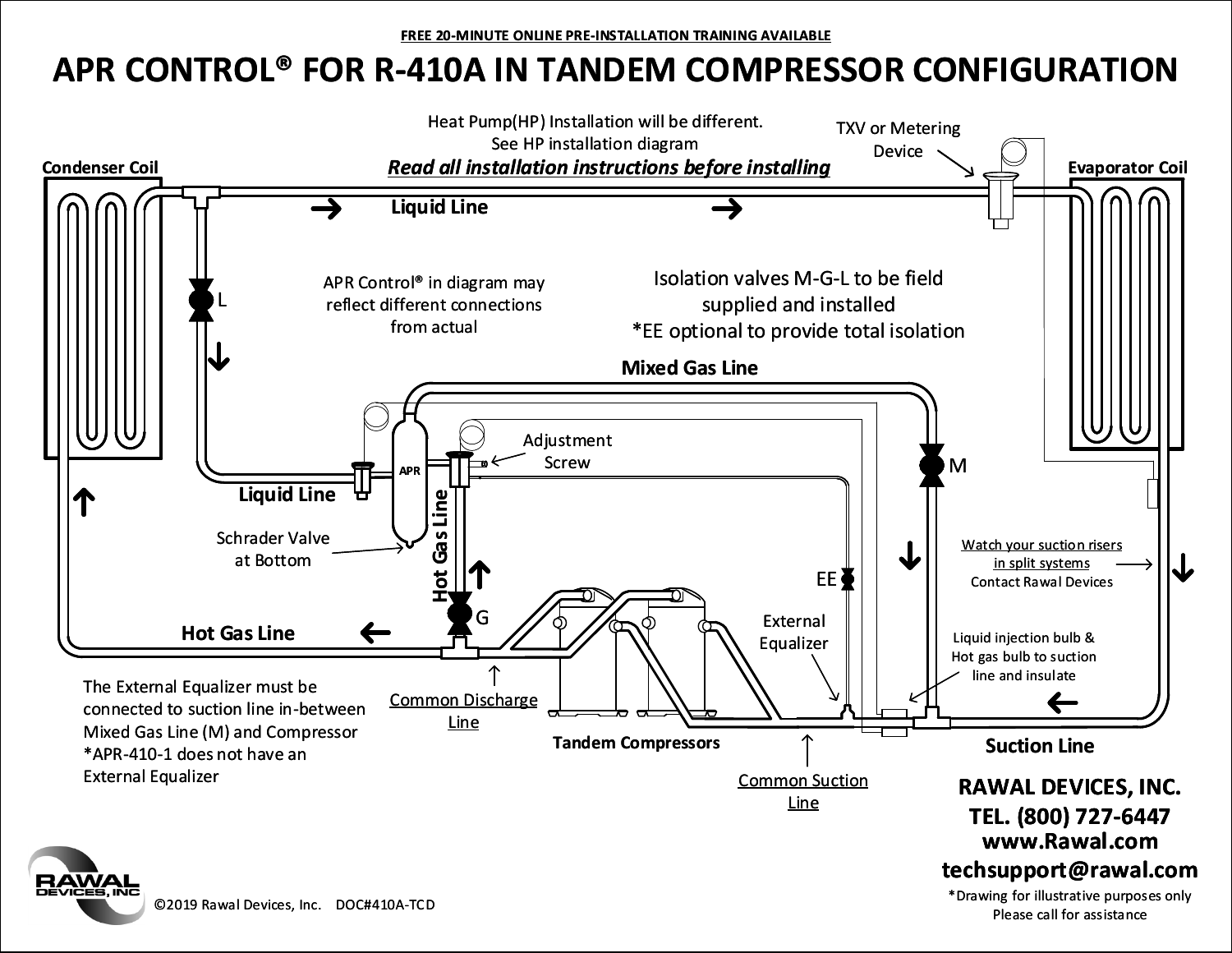FREE 20-MINUTE ONLINE PRE-INSTALLATION TRAINING AVAILABLE

# APR CONTROL® FOR R-410A IN TANDEM COMPRESSOR CONFIGURATION

Heat Pump(HP) Installation will be different.
See HP installation diagram

***Read all installation instructions before installing***

TXV or Metering Device

Condenser Coil

Evaporator Coil

Liquid Line

L

APR Control® in diagram may reflect different connections from actual

Isolation valves M-G-L to be field supplied and installed
*EE optional to provide total isolation

Mixed Gas Line

Adjustment Screw

APR

M

Liquid Line

Hot Gas Line

Schrader Valve at Bottom

EE

Watch your suction risers in split systems
Contact Rawal Devices

G

External Equalizer

Hot Gas Line

Liquid injection bulb & Hot gas bulb to suction line and insulate

The External Equalizer must be connected to suction line in-between Mixed Gas Line (M) and Compressor
*APR-410-1 does not have an External Equalizer

Common Discharge Line

Tandem Compressors

Suction Line

Common Suction Line

**RAWAL DEVICES, INC.**
**TEL. (800) 727-6447**
**www.Rawal.com**
**techsupport@rawal.com**

*Drawing for illustrative purposes only
Please call for assistance

©2019 Rawal Devices, Inc. DOC#410A-TCD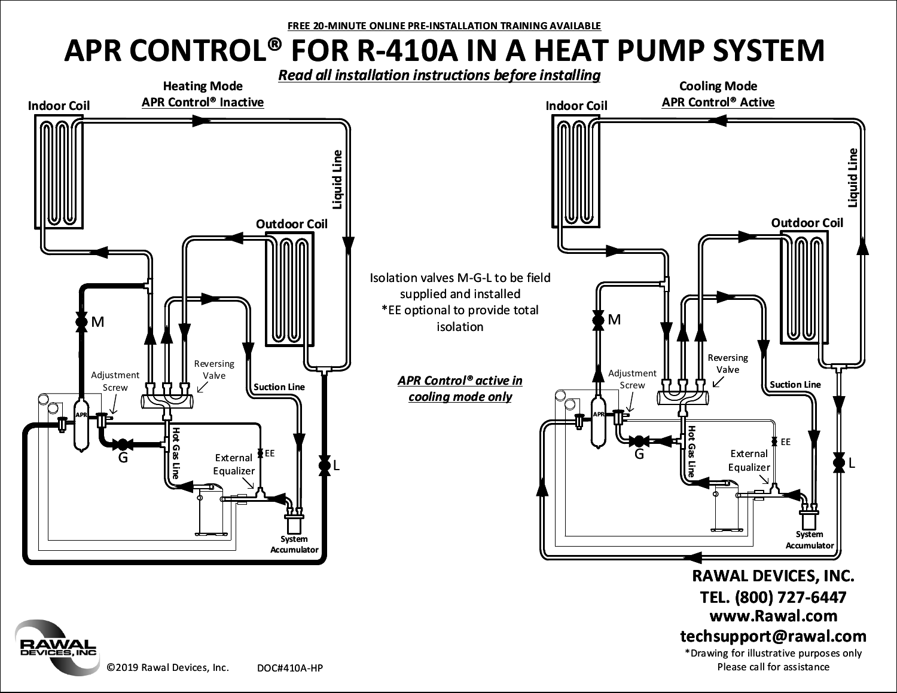FREE 20-MINUTE ONLINE PRE-INSTALLATION TRAINING AVAILABLE

# APR CONTROL® FOR R-410A IN A HEAT PUMP SYSTEM

***Read all installation instructions before installing***

**Heating Mode**
**APR Control® Inactive**

Indoor Coil
Liquid Line
Outdoor Coil
M
Adjustment Screw
Reversing Valve
Suction Line
APR
G
Hot Gas Line
External Equalizer
EE
L
System Accumulator

Isolation valves M-G-L to be field supplied and installed
*EE optional to provide total isolation

***APR Control® active in cooling mode only***

**Cooling Mode**
**APR Control® Active**

Indoor Coil
Liquid Line
Outdoor Coil
M
Adjustment Screw
Reversing Valve
Suction Line
APR
G
Hot Gas Line
EE
External Equalizer
L
System Accumulator

**RAWAL DEVICES, INC.**
**TEL. (800) 727-6447**
**www.Rawal.com**
**techsupport@rawal.com**
*Drawing for illustrative purposes only
Please call for assistance

©2019 Rawal Devices, Inc. DOC#410A-HP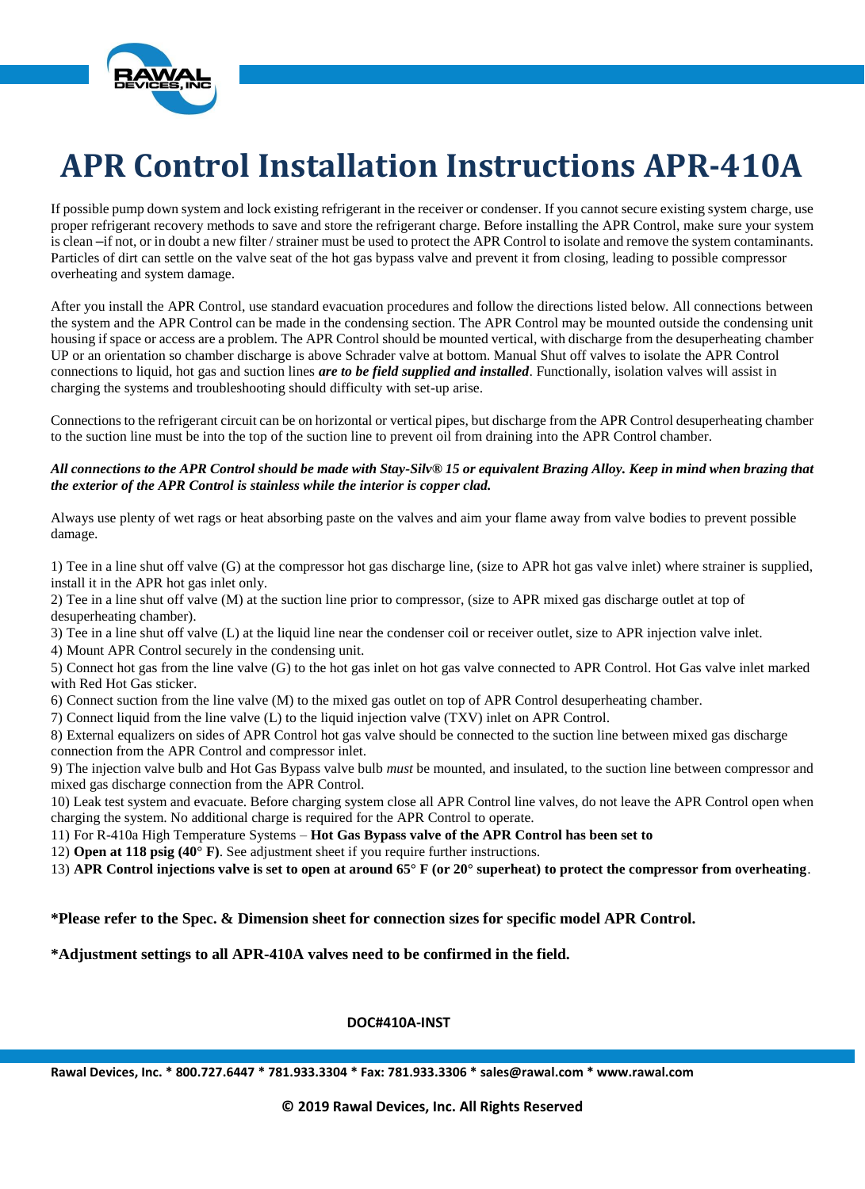# APR Control Installation Instructions APR-410A

If possible pump down system and lock existing refrigerant in the receiver or condenser. If you cannot secure existing system charge, use proper refrigerant recovery methods to save and store the refrigerant charge. Before installing the APR Control, make sure your system is clean – if not, or in doubt a new filter / strainer must be used to protect the APR Control to isolate and remove the system contaminants. Particles of dirt can settle on the valve seat of the hot gas bypass valve and prevent it from closing, leading to possible compressor overheating and system damage.

After you install the APR Control, use standard evacuation procedures and follow the directions listed below. All connections between the system and the APR Control can be made in the condensing section. The APR Control may be mounted outside the condensing unit housing if space or access are a problem. The APR Control should be mounted vertical, with discharge from the desuperheating chamber UP or an orientation so chamber discharge is above Schrader valve at bottom. Manual Shut off valves to isolate the APR Control connections to liquid, hot gas and suction lines ***are to be field supplied and installed***. Functionally, isolation valves will assist in charging the systems and troubleshooting should difficulty with set-up arise.

Connections to the refrigerant circuit can be on horizontal or vertical pipes, but discharge from the APR Control desuperheating chamber to the suction line must be into the top of the suction line to prevent oil from draining into the APR Control chamber.

***All connections to the APR Control should be made with Stay-Silv® 15 or equivalent Brazing Alloy. Keep in mind when brazing that the exterior of the APR Control is stainless while the interior is copper clad.***

Always use plenty of wet rags or heat absorbing paste on the valves and aim your flame away from valve bodies to prevent possible damage.

1) Tee in a line shut off valve (G) at the compressor hot gas discharge line, (size to APR hot gas valve inlet) where strainer is supplied, install it in the APR hot gas inlet only.
2) Tee in a line shut off valve (M) at the suction line prior to compressor, (size to APR mixed gas discharge outlet at top of desuperheating chamber).
3) Tee in a line shut off valve (L) at the liquid line near the condenser coil or receiver outlet, size to APR injection valve inlet.
4) Mount APR Control securely in the condensing unit.
5) Connect hot gas from the line valve (G) to the hot gas inlet on hot gas valve connected to APR Control. Hot Gas valve inlet marked with Red Hot Gas sticker.
6) Connect suction from the line valve (M) to the mixed gas outlet on top of APR Control desuperheating chamber.
7) Connect liquid from the line valve (L) to the liquid injection valve (TXV) inlet on APR Control.
8) External equalizers on sides of APR Control hot gas valve should be connected to the suction line between mixed gas discharge connection from the APR Control and compressor inlet.
9) The injection valve bulb and Hot Gas Bypass valve bulb *must* be mounted, and insulated, to the suction line between compressor and mixed gas discharge connection from the APR Control.
10) Leak test system and evacuate. Before charging system close all APR Control line valves, do not leave the APR Control open when charging the system. No additional charge is required for the APR Control to operate.
11) For R-410a High Temperature Systems – **Hot Gas Bypass valve of the APR Control has been set to**
12) **Open at 118 psig (40° F)**. See adjustment sheet if you require further instructions.
13) **APR Control injections valve is set to open at around 65° F (or 20° superheat) to protect the compressor from overheating**.

**\*Please refer to the Spec. & Dimension sheet for connection sizes for specific model APR Control.**

**\*Adjustment settings to all APR-410A valves need to be confirmed in the field.**

**DOC#410A-INST**

**Rawal Devices, Inc. * 800.727.6447 * 781.933.3304 * Fax: 781.933.3306 * sales@rawal.com * www.rawal.com**

**© 2019 Rawal Devices, Inc. All Rights Reserved**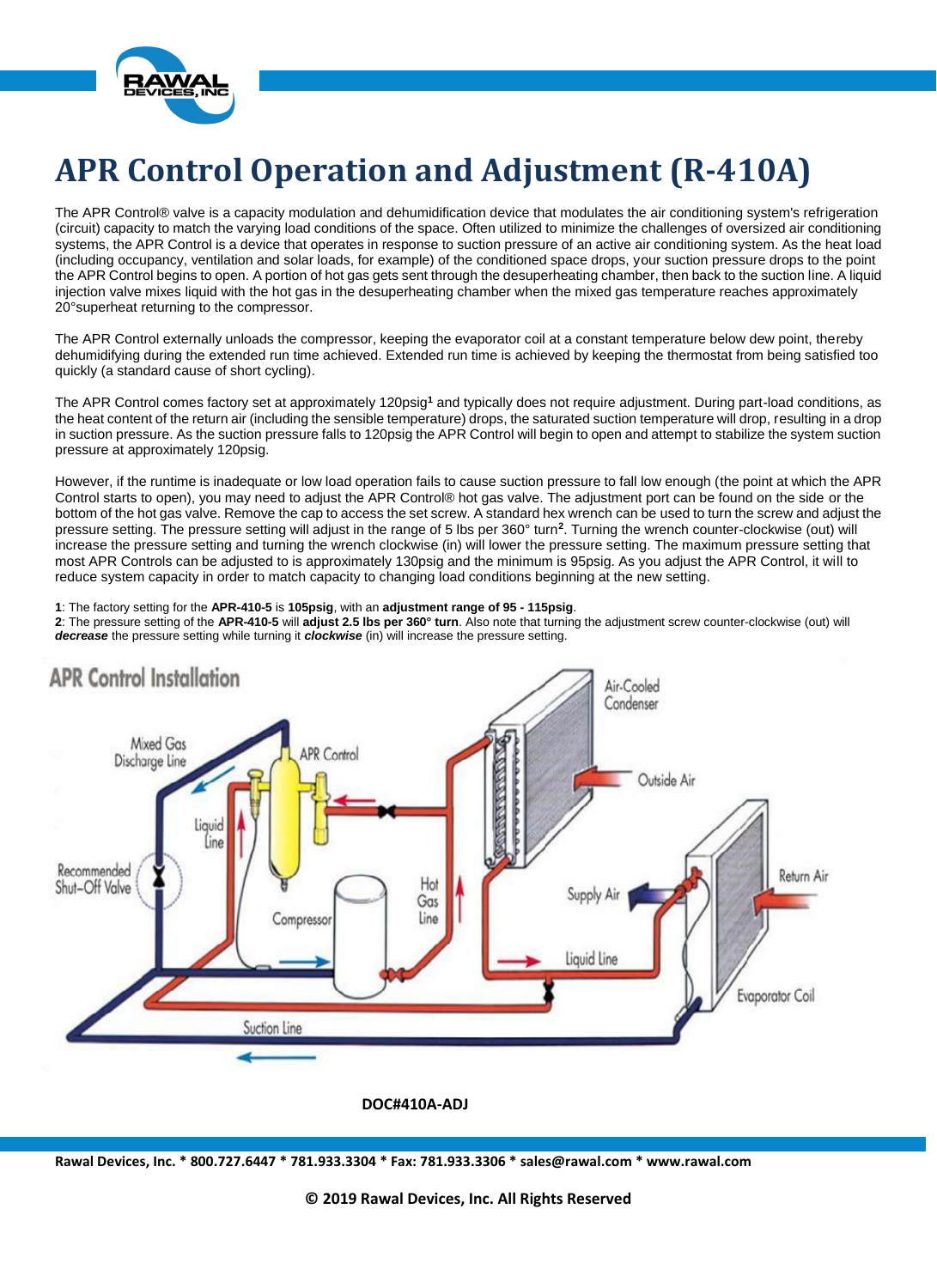# APR Control Operation and Adjustment (R-410A)

The APR Control® valve is a capacity modulation and dehumidification device that modulates the air conditioning system's refrigeration (circuit) capacity to match the varying load conditions of the space. Often utilized to minimize the challenges of oversized air conditioning systems, the APR Control is a device that operates in response to suction pressure of an active air conditioning system. As the heat load (including occupancy, ventilation and solar loads, for example) of the conditioned space drops, your suction pressure drops to the point the APR Control begins to open. A portion of hot gas gets sent through the desuperheating chamber, then back to the suction line. A liquid injection valve mixes liquid with the hot gas in the desuperheating chamber when the mixed gas temperature reaches approximately 20°superheat returning to the compressor.

The APR Control externally unloads the compressor, keeping the evaporator coil at a constant temperature below dew point, thereby dehumidifying during the extended run time achieved. Extended run time is achieved by keeping the thermostat from being satisfied too quickly (a standard cause of short cycling).

The APR Control comes factory set at approximately 120psig[1] and typically does not require adjustment. During part-load conditions, as the heat content of the return air (including the sensible temperature) drops, the saturated suction temperature will drop, resulting in a drop in suction pressure. As the suction pressure falls to 120psig the APR Control will begin to open and attempt to stabilize the system suction pressure at approximately 120psig.

However, if the runtime is inadequate or low load operation fails to cause suction pressure to fall low enough (the point at which the APR Control starts to open), you may need to adjust the APR Control® hot gas valve. The adjustment port can be found on the side or the bottom of the hot gas valve. Remove the cap to access the set screw. A standard hex wrench can be used to turn the screw and adjust the pressure setting. The pressure setting will adjust in the range of 5 lbs per 360° turn[2]. Turning the wrench counter-clockwise (out) will increase the pressure setting and turning the wrench clockwise (in) will lower the pressure setting. The maximum pressure setting that most APR Controls can be adjusted to is approximately 130psig and the minimum is 95psig. As you adjust the APR Control, it will to reduce system capacity in order to match capacity to changing load conditions beginning at the new setting.

**1**: The factory setting for the **APR-410-5** is **105psig**, with an **adjustment range of 95 - 115psig**.
**2**: The pressure setting of the **APR-410-5** will **adjust 2.5 lbs per 360° turn**. Also note that turning the adjustment screw counter-clockwise (out) will ***decrease*** the pressure setting while turning it ***clockwise*** (in) will increase the pressure setting.

## APR Control Installation

Mixed Gas Discharge Line
APR Control
Air-Cooled Condenser
Outside Air
Liquid Line
Recommended Shut-Off Valve
Compressor
Hot Gas Line
Supply Air
Return Air
Liquid Line
Evaporator Coil
Suction Line

**DOC#410A-ADJ**

**Rawal Devices, Inc. * 800.727.6447 * 781.933.3304 * Fax: 781.933.3306 * sales@rawal.com * www.rawal.com**

**© 2019 Rawal Devices, Inc. All Rights Reserved**